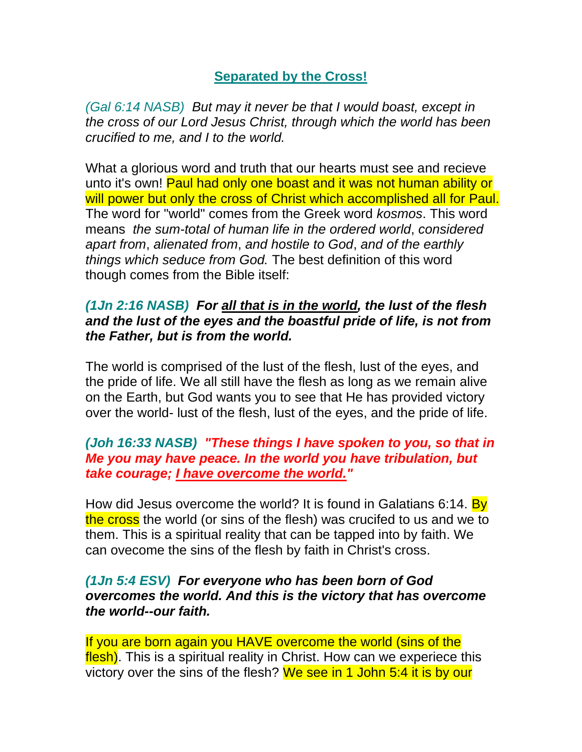## Separated by the Cross!

*(Gal 6:14 NASB) But may it never be that I would boast, except in the cross of our Lord Jesus Christ, through which the world has been crucified to me, and I to the world.*

What a glorious word and truth that our hearts must see and recieve unto it's own! Paul had only one boast and it was not human ability or will power but only the cross of Christ which accomplished all for Paul. The word for "world" comes from the Greek word *kosmos*. This word means *the sum-total of human life in the ordered world*, *considered apart from*, *alienated from*, *and hostile to God*, *and of the earthly things which seduce from God.* The best definition of this word though comes from the Bible itself:

***(1Jn 2:16 NASB) For <u>all that is in the world</u>, the lust of the flesh and the lust of the eyes and the boastful pride of life, is not from the Father, but is from the world.***

The world is comprised of the lust of the flesh, lust of the eyes, and the pride of life. We all still have the flesh as long as we remain alive on the Earth, but God wants you to see that He has provided victory over the world- lust of the flesh, lust of the eyes, and the pride of life.

***(Joh 16:33 NASB) "These things I have spoken to you, so that in Me you may have peace. In the world you have tribulation, but take courage; <u>I have overcome the world.</u>"***

How did Jesus overcome the world? It is found in Galatians 6:14. By the cross the world (or sins of the flesh) was crucifed to us and we to them. This is a spiritual reality that can be tapped into by faith. We can ovecome the sins of the flesh by faith in Christ's cross.

***(1Jn 5:4 ESV) For everyone who has been born of God overcomes the world. And this is the victory that has overcome the world--our faith.***

If you are born again you HAVE overcome the world (sins of the flesh). This is a spiritual reality in Christ. How can we experiece this victory over the sins of the flesh? We see in 1 John 5:4 it is by our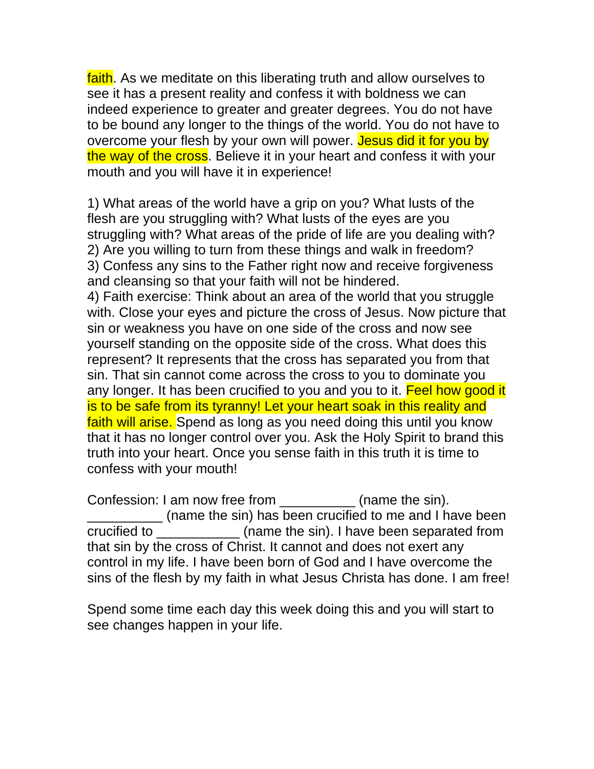faith. As we meditate on this liberating truth and allow ourselves to see it has a present reality and confess it with boldness we can indeed experience to greater and greater degrees. You do not have to be bound any longer to the things of the world. You do not have to overcome your flesh by your own will power. Jesus did it for you by the way of the cross. Believe it in your heart and confess it with your mouth and you will have it in experience!

1) What areas of the world have a grip on you? What lusts of the flesh are you struggling with? What lusts of the eyes are you struggling with? What areas of the pride of life are you dealing with?
2) Are you willing to turn from these things and walk in freedom?
3) Confess any sins to the Father right now and receive forgiveness and cleansing so that your faith will not be hindered.
4) Faith exercise: Think about an area of the world that you struggle with. Close your eyes and picture the cross of Jesus. Now picture that sin or weakness you have on one side of the cross and now see yourself standing on the opposite side of the cross. What does this represent? It represents that the cross has separated you from that sin. That sin cannot come across the cross to you to dominate you any longer. It has been crucified to you and you to it. Feel how good it is to be safe from its tyranny! Let your heart soak in this reality and faith will arise. Spend as long as you need doing this until you know that it has no longer control over you. Ask the Holy Spirit to brand this truth into your heart. Once you sense faith in this truth it is time to confess with your mouth!

Confession: I am now free from __________ (name the sin). __________ (name the sin) has been crucified to me and I have been crucified to ___________ (name the sin). I have been separated from that sin by the cross of Christ. It cannot and does not exert any control in my life. I have been born of God and I have overcome the sins of the flesh by my faith in what Jesus Christa has done. I am free!

Spend some time each day this week doing this and you will start to see changes happen in your life.